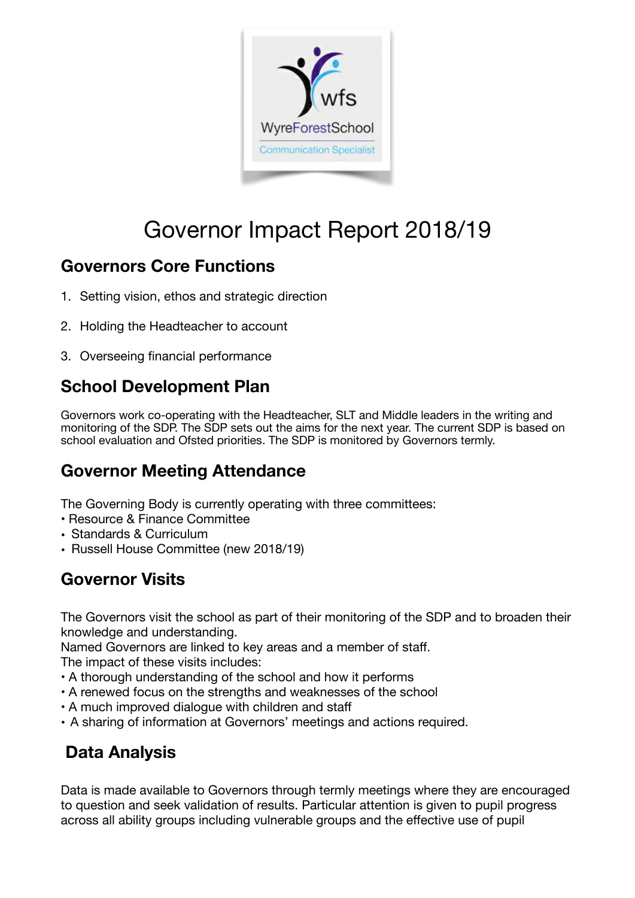# Governor Impact Report 2018/19

## Governors Core Functions

1. Setting vision, ethos and strategic direction

2. Holding the Headteacher to account

3. Overseeing financial performance

## School Development Plan

Governors work co-operating with the Headteacher, SLT and Middle leaders in the writing and monitoring of the SDP. The SDP sets out the aims for the next year. The current SDP is based on school evaluation and Ofsted priorities. The SDP is monitored by Governors termly.

## Governor Meeting Attendance

The Governing Body is currently operating with three committees:

- Resource & Finance Committee
- Standards & Curriculum
- Russell House Committee (new 2018/19)

## Governor Visits

The Governors visit the school as part of their monitoring of the SDP and to broaden their knowledge and understanding.
Named Governors are linked to key areas and a member of staff.
The impact of these visits includes:

- A thorough understanding of the school and how it performs
- A renewed focus on the strengths and weaknesses of the school
- A much improved dialogue with children and staff
- A sharing of information at Governors' meetings and actions required.

## Data Analysis

Data is made available to Governors through termly meetings where they are encouraged to question and seek validation of results. Particular attention is given to pupil progress across all ability groups including vulnerable groups and the effective use of pupil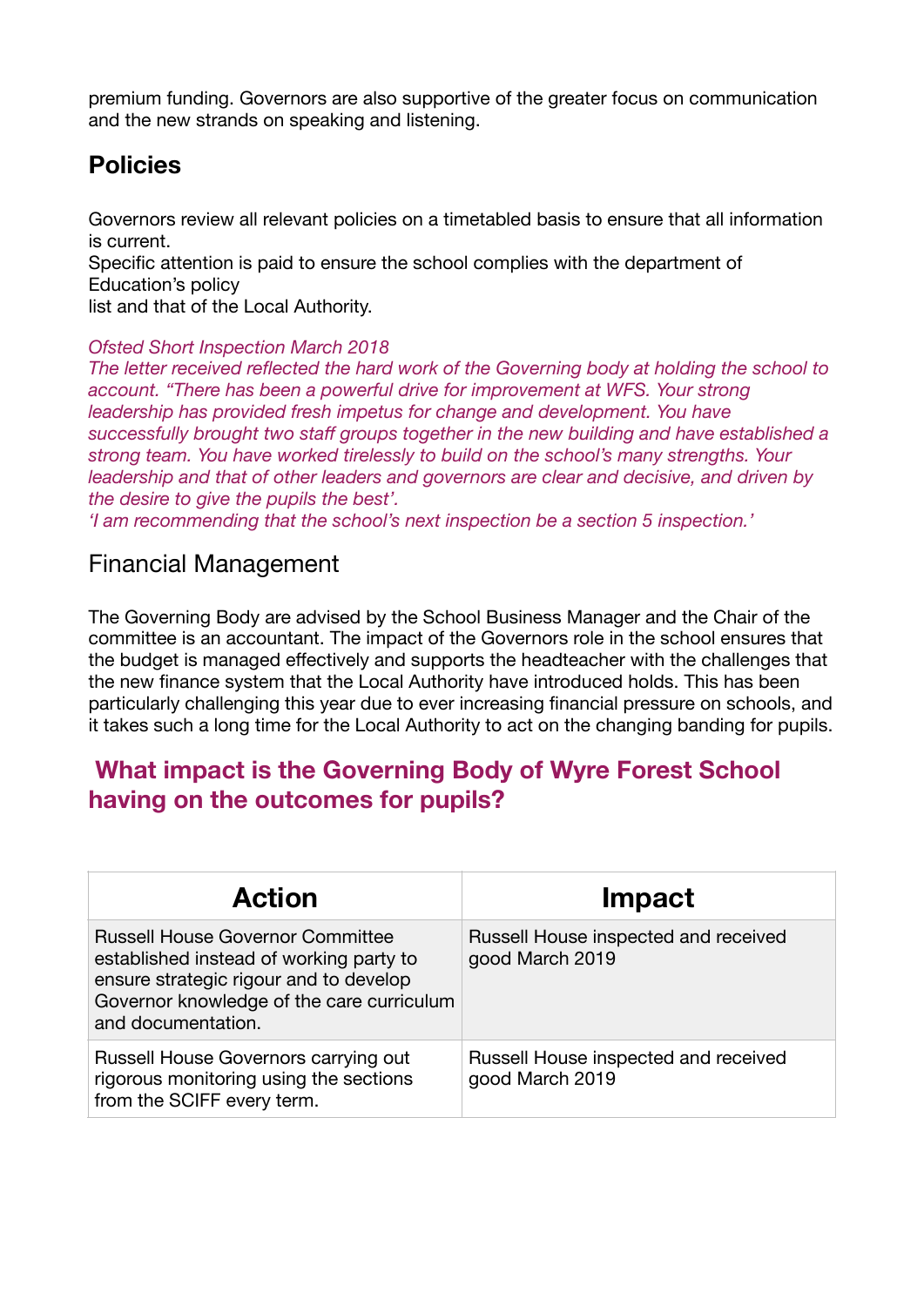premium funding. Governors are also supportive of the greater focus on communication and the new strands on speaking and listening.

## Policies

Governors review all relevant policies on a timetabled basis to ensure that all information is current.
Specific attention is paid to ensure the school complies with the department of Education's policy
list and that of the Local Authority.

*Ofsted Short Inspection March 2018*
*The letter received reflected the hard work of the Governing body at holding the school to account. "There has been a powerful drive for improvement at WFS. Your strong leadership has provided fresh impetus for change and development. You have successfully brought two staff groups together in the new building and have established a strong team. You have worked tirelessly to build on the school's many strengths. Your leadership and that of other leaders and governors are clear and decisive, and driven by the desire to give the pupils the best'.*
*'I am recommending that the school's next inspection be a section 5 inspection.'*

## Financial Management

The Governing Body are advised by the School Business Manager and the Chair of the committee is an accountant. The impact of the Governors role in the school ensures that the budget is managed effectively and supports the headteacher with the challenges that the new finance system that the Local Authority have introduced holds. This has been particularly challenging this year due to ever increasing financial pressure on schools, and it takes such a long time for the Local Authority to act on the changing banding for pupils.

## What impact is the Governing Body of Wyre Forest School having on the outcomes for pupils?

| Action | Impact |
|---|---|
| Russell House Governor Committee established instead of working party to ensure strategic rigour and to develop Governor knowledge of the care curriculum and documentation. | Russell House inspected and received good March 2019 |
| Russell House Governors carrying out rigorous monitoring using the sections from the SCIFF every term. | Russell House inspected and received good March 2019 |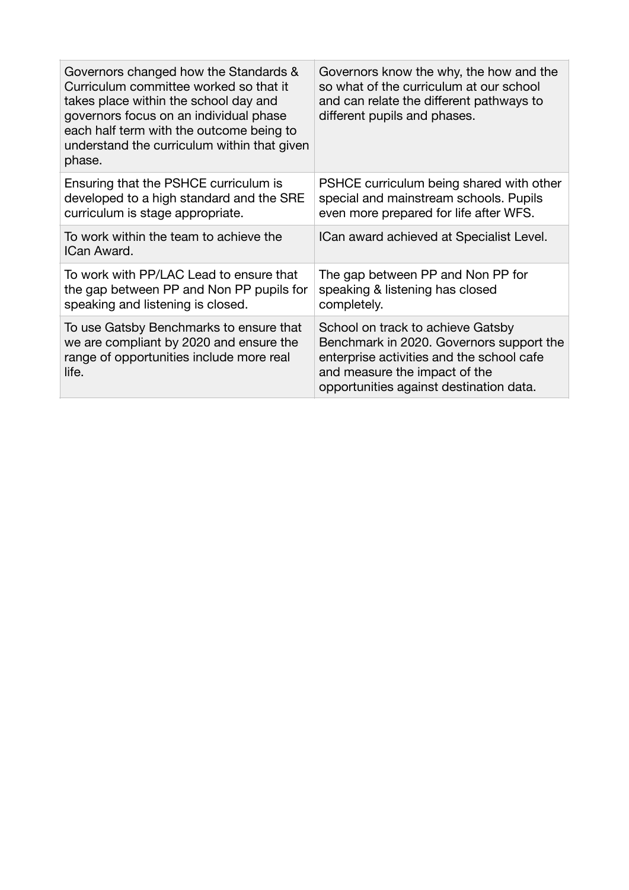| | |
|---|---|
| Governors changed how the Standards & Curriculum committee worked so that it takes place within the school day and governors focus on an individual phase each half term with the outcome being to understand the curriculum within that given phase. | Governors know the why, the how and the so what of the curriculum at our school and can relate the different pathways to different pupils and phases. |
| Ensuring that the PSHCE curriculum is developed to a high standard and the SRE curriculum is stage appropriate. | PSHCE curriculum being shared with other special and mainstream schools. Pupils even more prepared for life after WFS. |
| To work within the team to achieve the ICan Award. | ICan award achieved at Specialist Level. |
| To work with PP/LAC Lead to ensure that the gap between PP and Non PP pupils for speaking and listening is closed. | The gap between PP and Non PP for speaking & listening has closed completely. |
| To use Gatsby Benchmarks to ensure that we are compliant by 2020 and ensure the range of opportunities include more real life. | School on track to achieve Gatsby Benchmark in 2020. Governors support the enterprise activities and the school cafe and measure the impact of the opportunities against destination data. |